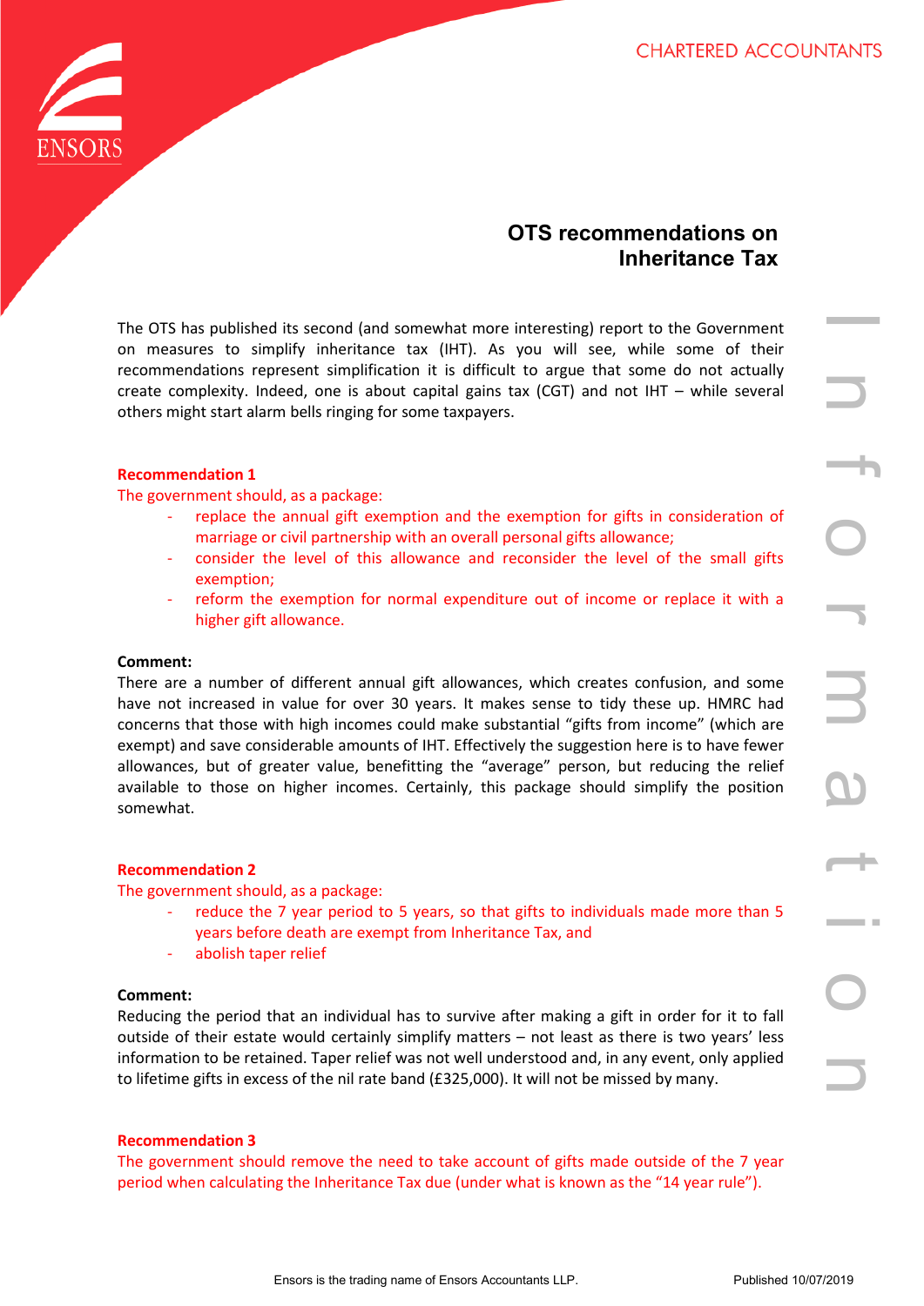# OTS recommendations on Inheritance Tax

The OTS has published its second (and somewhat more interesting) report to the Government on measures to simplify inheritance tax (IHT). As you will see, while some of their recommendations represent simplification it is difficult to argue that some do not actually create complexity. Indeed, one is about capital gains tax (CGT) and not IHT – while several others might start alarm bells ringing for some taxpayers.

**Recommendation 1**

The government should, as a package:

- replace the annual gift exemption and the exemption for gifts in consideration of marriage or civil partnership with an overall personal gifts allowance;
- consider the level of this allowance and reconsider the level of the small gifts exemption;
- reform the exemption for normal expenditure out of income or replace it with a higher gift allowance.

**Comment:**

There are a number of different annual gift allowances, which creates confusion, and some have not increased in value for over 30 years. It makes sense to tidy these up. HMRC had concerns that those with high incomes could make substantial "gifts from income" (which are exempt) and save considerable amounts of IHT. Effectively the suggestion here is to have fewer allowances, but of greater value, benefitting the "average" person, but reducing the relief available to those on higher incomes. Certainly, this package should simplify the position somewhat.

**Recommendation 2**

The government should, as a package:

- reduce the 7 year period to 5 years, so that gifts to individuals made more than 5 years before death are exempt from Inheritance Tax, and
- abolish taper relief

**Comment:**

Reducing the period that an individual has to survive after making a gift in order for it to fall outside of their estate would certainly simplify matters – not least as there is two years' less information to be retained. Taper relief was not well understood and, in any event, only applied to lifetime gifts in excess of the nil rate band (£325,000). It will not be missed by many.

**Recommendation 3**

The government should remove the need to take account of gifts made outside of the 7 year period when calculating the Inheritance Tax due (under what is known as the "14 year rule").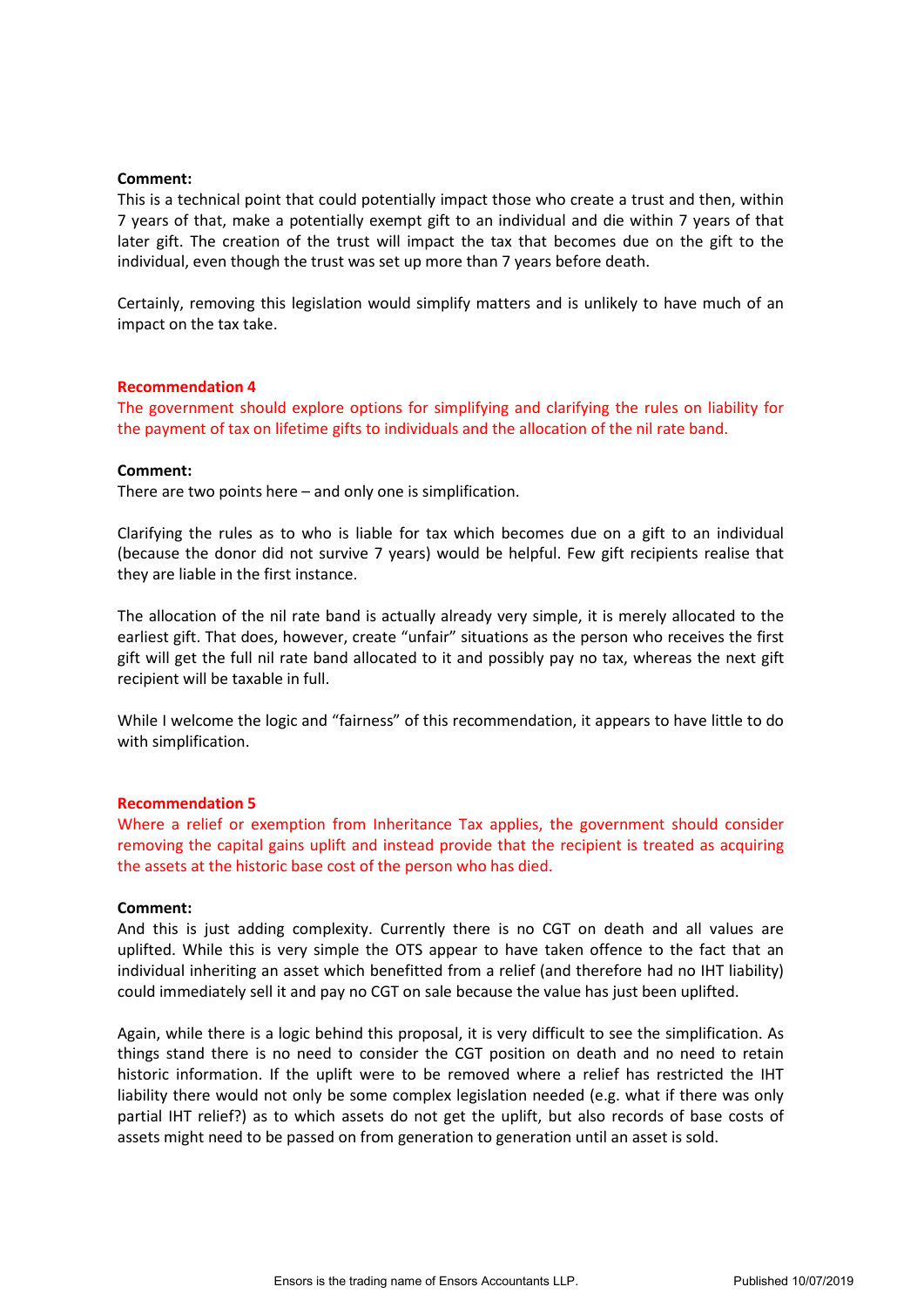**Comment:**

This is a technical point that could potentially impact those who create a trust and then, within 7 years of that, make a potentially exempt gift to an individual and die within 7 years of that later gift. The creation of the trust will impact the tax that becomes due on the gift to the individual, even though the trust was set up more than 7 years before death.

Certainly, removing this legislation would simplify matters and is unlikely to have much of an impact on the tax take.

**Recommendation 4**

The government should explore options for simplifying and clarifying the rules on liability for the payment of tax on lifetime gifts to individuals and the allocation of the nil rate band.

**Comment:**

There are two points here – and only one is simplification.

Clarifying the rules as to who is liable for tax which becomes due on a gift to an individual (because the donor did not survive 7 years) would be helpful. Few gift recipients realise that they are liable in the first instance.

The allocation of the nil rate band is actually already very simple, it is merely allocated to the earliest gift. That does, however, create "unfair" situations as the person who receives the first gift will get the full nil rate band allocated to it and possibly pay no tax, whereas the next gift recipient will be taxable in full.

While I welcome the logic and "fairness" of this recommendation, it appears to have little to do with simplification.

**Recommendation 5**

Where a relief or exemption from Inheritance Tax applies, the government should consider removing the capital gains uplift and instead provide that the recipient is treated as acquiring the assets at the historic base cost of the person who has died.

**Comment:**

And this is just adding complexity. Currently there is no CGT on death and all values are uplifted. While this is very simple the OTS appear to have taken offence to the fact that an individual inheriting an asset which benefitted from a relief (and therefore had no IHT liability) could immediately sell it and pay no CGT on sale because the value has just been uplifted.

Again, while there is a logic behind this proposal, it is very difficult to see the simplification. As things stand there is no need to consider the CGT position on death and no need to retain historic information. If the uplift were to be removed where a relief has restricted the IHT liability there would not only be some complex legislation needed (e.g. what if there was only partial IHT relief?) as to which assets do not get the uplift, but also records of base costs of assets might need to be passed on from generation to generation until an asset is sold.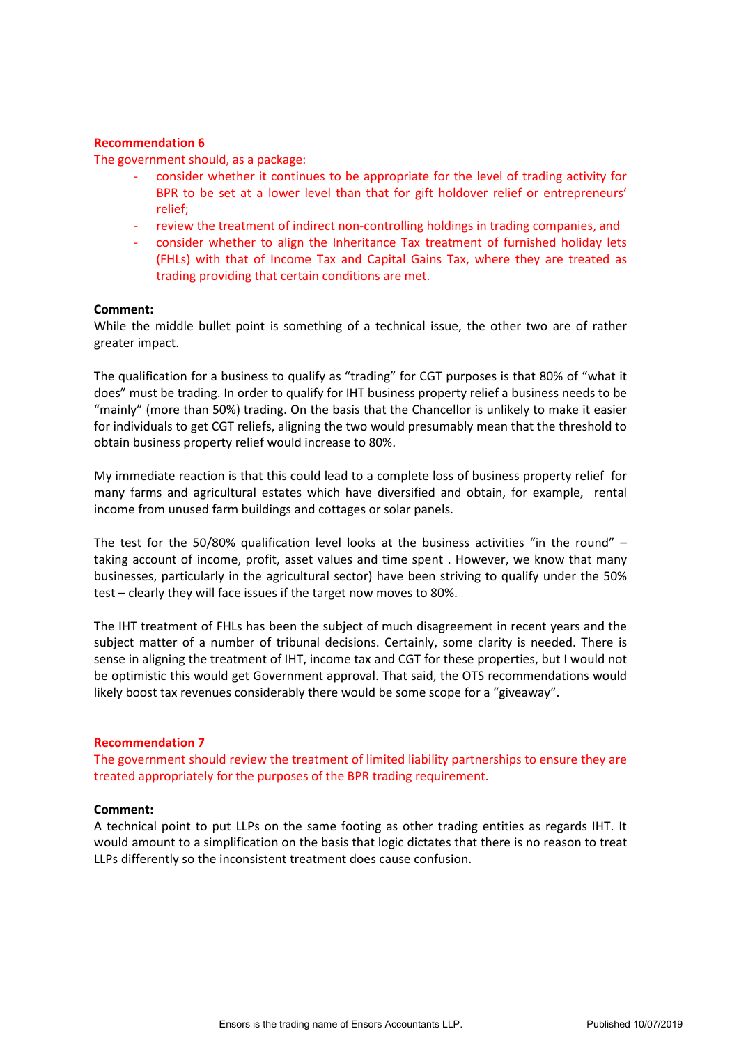**Recommendation 6**

The government should, as a package:

- consider whether it continues to be appropriate for the level of trading activity for BPR to be set at a lower level than that for gift holdover relief or entrepreneurs' relief;
- review the treatment of indirect non-controlling holdings in trading companies, and
- consider whether to align the Inheritance Tax treatment of furnished holiday lets (FHLs) with that of Income Tax and Capital Gains Tax, where they are treated as trading providing that certain conditions are met.

**Comment:**

While the middle bullet point is something of a technical issue, the other two are of rather greater impact.

The qualification for a business to qualify as "trading" for CGT purposes is that 80% of "what it does" must be trading. In order to qualify for IHT business property relief a business needs to be "mainly" (more than 50%) trading. On the basis that the Chancellor is unlikely to make it easier for individuals to get CGT reliefs, aligning the two would presumably mean that the threshold to obtain business property relief would increase to 80%.

My immediate reaction is that this could lead to a complete loss of business property relief for many farms and agricultural estates which have diversified and obtain, for example, rental income from unused farm buildings and cottages or solar panels.

The test for the 50/80% qualification level looks at the business activities "in the round" – taking account of income, profit, asset values and time spent . However, we know that many businesses, particularly in the agricultural sector) have been striving to qualify under the 50% test – clearly they will face issues if the target now moves to 80%.

The IHT treatment of FHLs has been the subject of much disagreement in recent years and the subject matter of a number of tribunal decisions. Certainly, some clarity is needed. There is sense in aligning the treatment of IHT, income tax and CGT for these properties, but I would not be optimistic this would get Government approval. That said, the OTS recommendations would likely boost tax revenues considerably there would be some scope for a "giveaway".

**Recommendation 7**

The government should review the treatment of limited liability partnerships to ensure they are treated appropriately for the purposes of the BPR trading requirement.

**Comment:**

A technical point to put LLPs on the same footing as other trading entities as regards IHT. It would amount to a simplification on the basis that logic dictates that there is no reason to treat LLPs differently so the inconsistent treatment does cause confusion.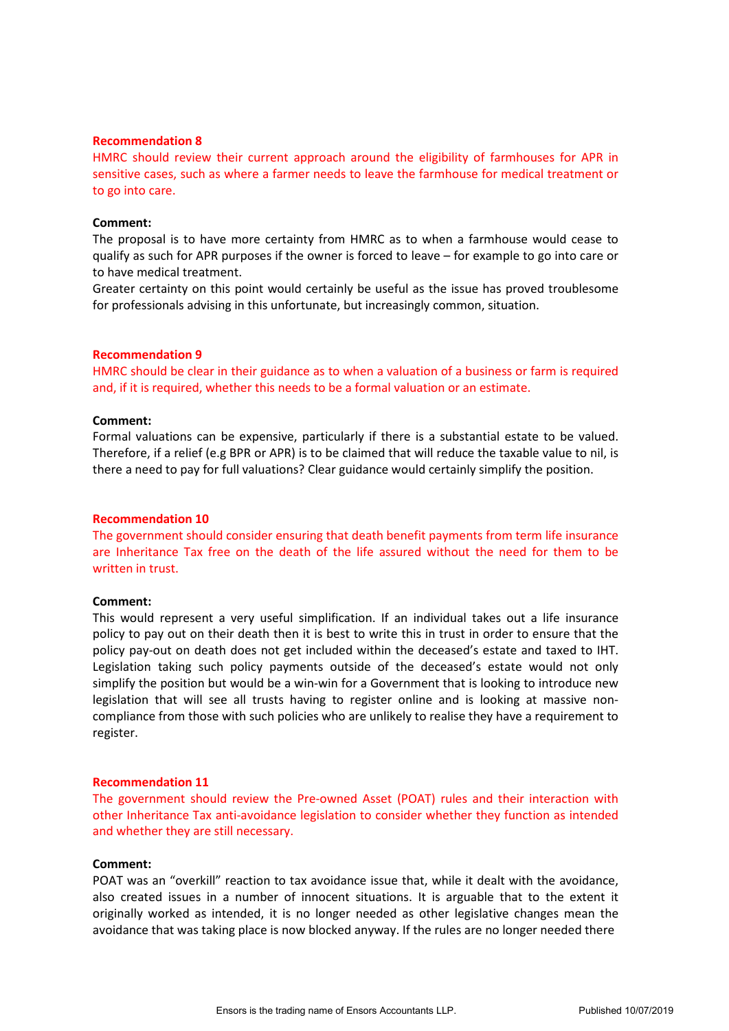**Recommendation 8**

HMRC should review their current approach around the eligibility of farmhouses for APR in sensitive cases, such as where a farmer needs to leave the farmhouse for medical treatment or to go into care.

**Comment:**

The proposal is to have more certainty from HMRC as to when a farmhouse would cease to qualify as such for APR purposes if the owner is forced to leave – for example to go into care or to have medical treatment.

Greater certainty on this point would certainly be useful as the issue has proved troublesome for professionals advising in this unfortunate, but increasingly common, situation.

**Recommendation 9**

HMRC should be clear in their guidance as to when a valuation of a business or farm is required and, if it is required, whether this needs to be a formal valuation or an estimate.

**Comment:**

Formal valuations can be expensive, particularly if there is a substantial estate to be valued. Therefore, if a relief (e.g BPR or APR) is to be claimed that will reduce the taxable value to nil, is there a need to pay for full valuations? Clear guidance would certainly simplify the position.

**Recommendation 10**

The government should consider ensuring that death benefit payments from term life insurance are Inheritance Tax free on the death of the life assured without the need for them to be written in trust.

**Comment:**

This would represent a very useful simplification. If an individual takes out a life insurance policy to pay out on their death then it is best to write this in trust in order to ensure that the policy pay-out on death does not get included within the deceased's estate and taxed to IHT. Legislation taking such policy payments outside of the deceased's estate would not only simplify the position but would be a win-win for a Government that is looking to introduce new legislation that will see all trusts having to register online and is looking at massive non-compliance from those with such policies who are unlikely to realise they have a requirement to register.

**Recommendation 11**

The government should review the Pre-owned Asset (POAT) rules and their interaction with other Inheritance Tax anti-avoidance legislation to consider whether they function as intended and whether they are still necessary.

**Comment:**

POAT was an "overkill" reaction to tax avoidance issue that, while it dealt with the avoidance, also created issues in a number of innocent situations. It is arguable that to the extent it originally worked as intended, it is no longer needed as other legislative changes mean the avoidance that was taking place is now blocked anyway. If the rules are no longer needed there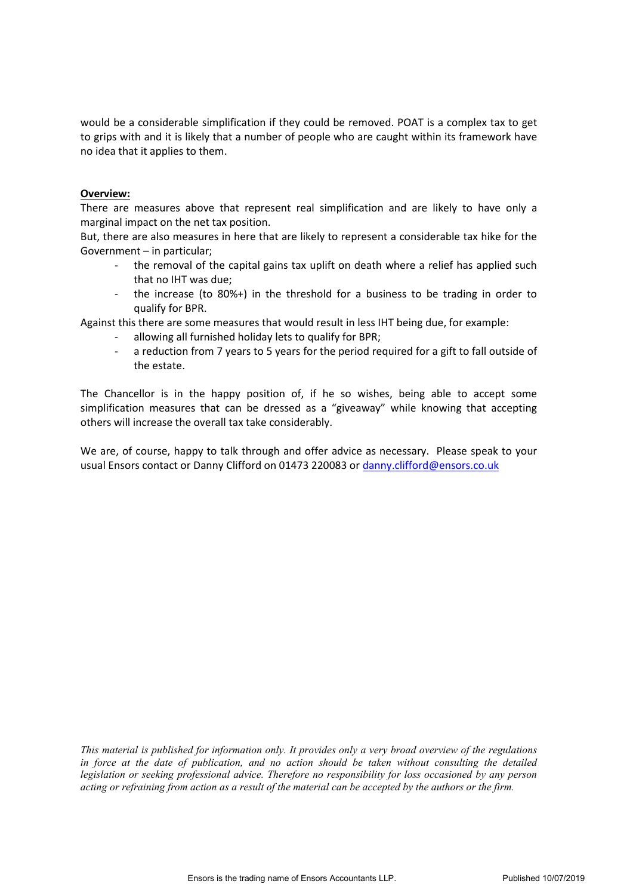would be a considerable simplification if they could be removed. POAT is a complex tax to get to grips with and it is likely that a number of people who are caught within its framework have no idea that it applies to them.

**Overview:**

There are measures above that represent real simplification and are likely to have only a marginal impact on the net tax position.

But, there are also measures in here that are likely to represent a considerable tax hike for the Government – in particular;

- the removal of the capital gains tax uplift on death where a relief has applied such that no IHT was due;
- the increase (to 80%+) in the threshold for a business to be trading in order to qualify for BPR.

Against this there are some measures that would result in less IHT being due, for example:

- allowing all furnished holiday lets to qualify for BPR;
- a reduction from 7 years to 5 years for the period required for a gift to fall outside of the estate.

The Chancellor is in the happy position of, if he so wishes, being able to accept some simplification measures that can be dressed as a "giveaway" while knowing that accepting others will increase the overall tax take considerably.

We are, of course, happy to talk through and offer advice as necessary. Please speak to your usual Ensors contact or Danny Clifford on 01473 220083 or [danny.clifford@ensors.co.uk](mailto:danny.clifford@ensors.co.uk)

*This material is published for information only. It provides only a very broad overview of the regulations in force at the date of publication, and no action should be taken without consulting the detailed legislation or seeking professional advice. Therefore no responsibility for loss occasioned by any person acting or refraining from action as a result of the material can be accepted by the authors or the firm.*

Ensors is the trading name of Ensors Accountants LLP. Published 10/07/2019